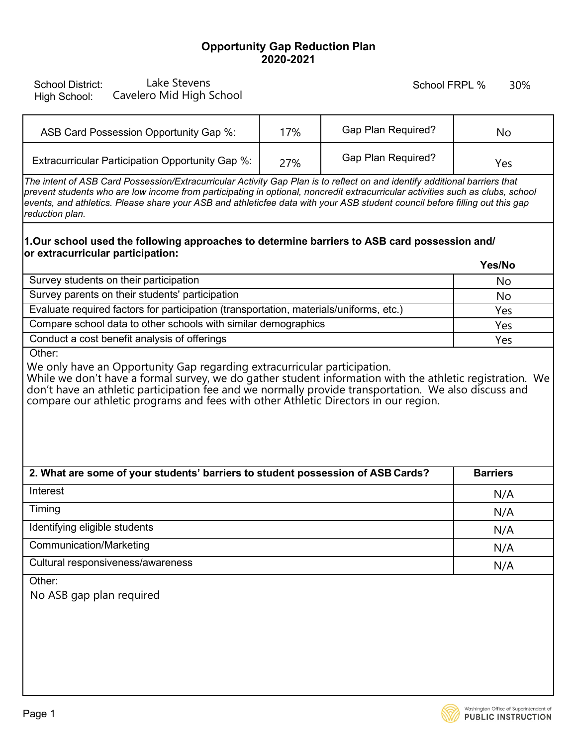# Opportunity Gap Reduction Plan
## 2020-2021

School District: Lake Stevens
High School: Cavelero Mid High School

School FRPL % 30%

| ASB Card Possession Opportunity Gap %: | 17% | Gap Plan Required? | No |
|---|---|---|---|
| Extracurricular Participation Opportunity Gap %: | 27% | Gap Plan Required? | Yes |

*The intent of ASB Card Possession/Extracurricular Activity Gap Plan is to reflect on and identify additional barriers that prevent students who are low income from participating in optional, noncredit extracurricular activities such as clubs, school events, and athletics. Please share your ASB and athleticfee data with your ASB student council before filling out this gap reduction plan.*

**1.Our school used the following approaches to determine barriers to ASB card possession and/ or extracurricular participation:**

| | Yes/No |
|---|---|
| Survey students on their participation | No |
| Survey parents on their students' participation | No |
| Evaluate required factors for participation (transportation, materials/uniforms, etc.) | Yes |
| Compare school data to other schools with similar demographics | Yes |
| Conduct a cost benefit analysis of offerings | Yes |

Other:

We only have an Opportunity Gap regarding extracurricular participation.
While we don't have a formal survey, we do gather student information with the athletic registration. We don't have an athletic participation fee and we normally provide transportation. We also discuss and compare our athletic programs and fees with other Athletic Directors in our region.

| 2. What are some of your students' barriers to student possession of ASB Cards? | Barriers |
|---|---|
| Interest | N/A |
| Timing | N/A |
| Identifying eligible students | N/A |
| Communication/Marketing | N/A |
| Cultural responsiveness/awareness | N/A |

Other:

No ASB gap plan required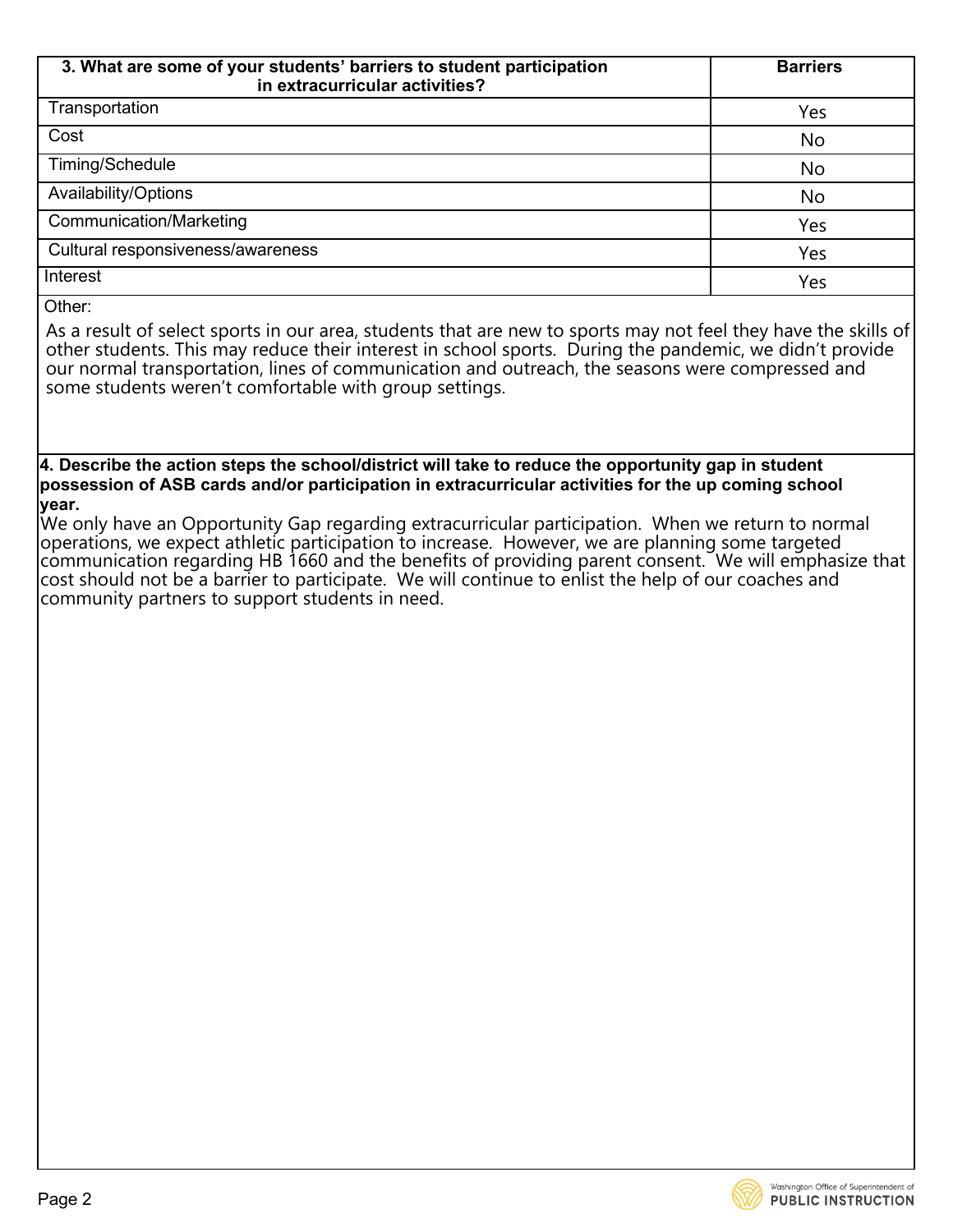| 3. What are some of your students' barriers to student participation in extracurricular activities? | Barriers |
|---|---|
| Transportation | Yes |
| Cost | No |
| Timing/Schedule | No |
| Availability/Options | No |
| Communication/Marketing | Yes |
| Cultural responsiveness/awareness | Yes |
| Interest | Yes |

Other:

As a result of select sports in our area, students that are new to sports may not feel they have the skills of other students. This may reduce their interest in school sports. During the pandemic, we didn't provide our normal transportation, lines of communication and outreach, the seasons were compressed and some students weren't comfortable with group settings.

**4. Describe the action steps the school/district will take to reduce the opportunity gap in student possession of ASB cards and/or participation in extracurricular activities for the up coming school year.**

We only have an Opportunity Gap regarding extracurricular participation. When we return to normal operations, we expect athletic participation to increase. However, we are planning some targeted communication regarding HB 1660 and the benefits of providing parent consent. We will emphasize that cost should not be a barrier to participate. We will continue to enlist the help of our coaches and community partners to support students in need.